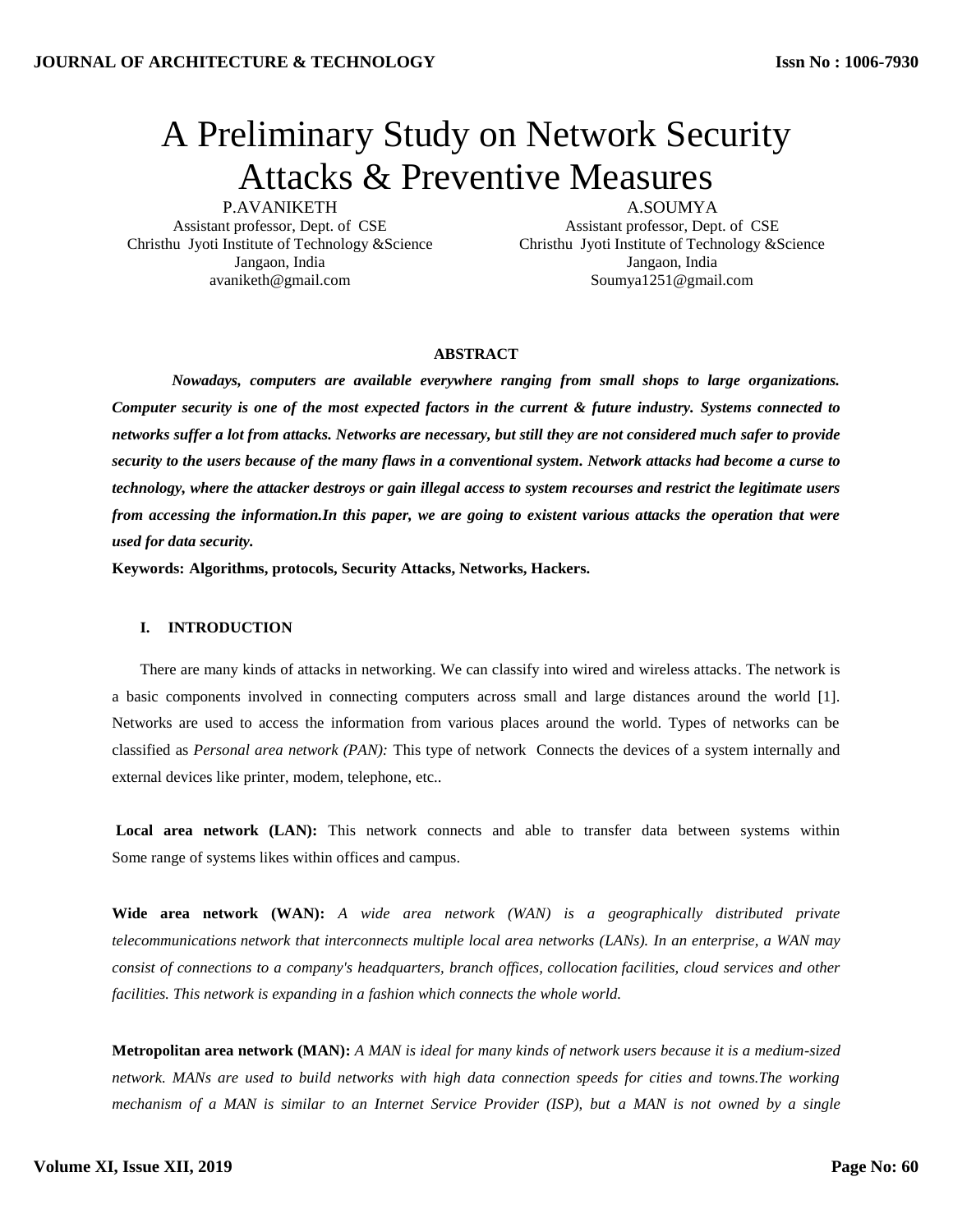# A Preliminary Study on Network Security Attacks & Preventive Measures

P.AVANIKETH
Assistant professor, Dept. of CSE
Christhu Jyoti Institute of Technology &Science
Jangaon, India
avaniketh@gmail.com

A.SOUMYA
Assistant professor, Dept. of CSE
Christhu Jyoti Institute of Technology &Science
Jangaon, India
Soumya1251@gmail.com

**ABSTRACT**

***Nowadays, computers are available everywhere ranging from small shops to large organizations. Computer security is one of the most expected factors in the current & future industry. Systems connected to networks suffer a lot from attacks. Networks are necessary, but still they are not considered much safer to provide security to the users because of the many flaws in a conventional system. Network attacks had become a curse to technology, where the attacker destroys or gain illegal access to system recourses and restrict the legitimate users from accessing the information.In this paper, we are going to existent various attacks the operation that were used for data security.***

**Keywords: Algorithms, protocols, Security Attacks, Networks, Hackers.**

## I. INTRODUCTION

There are many kinds of attacks in networking. We can classify into wired and wireless attacks. The network is a basic components involved in connecting computers across small and large distances around the world [1]. Networks are used to access the information from various places around the world. Types of networks can be classified as *Personal area network (PAN):* This type of network Connects the devices of a system internally and external devices like printer, modem, telephone, etc..

**Local area network (LAN):** This network connects and able to transfer data between systems within Some range of systems likes within offices and campus.

**Wide area network (WAN):** *A wide area network (WAN) is a geographically distributed private telecommunications network that interconnects multiple local area networks (LANs). In an enterprise, a WAN may consist of connections to a company's headquarters, branch offices, collocation facilities, cloud services and other facilities. This network is expanding in a fashion which connects the whole world.*

**Metropolitan area network (MAN):** *A MAN is ideal for many kinds of network users because it is a medium-sized network. MANs are used to build networks with high data connection speeds for cities and towns.The working mechanism of a MAN is similar to an Internet Service Provider (ISP), but a MAN is not owned by a single*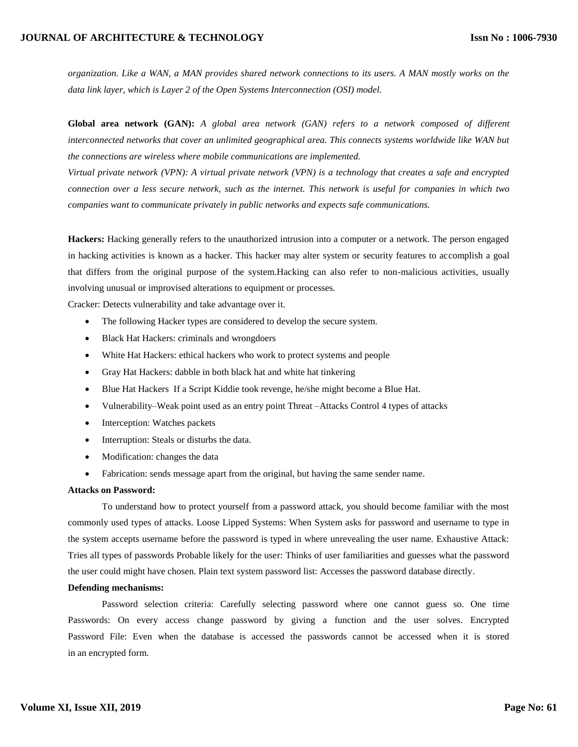*organization. Like a WAN, a MAN provides shared network connections to its users. A MAN mostly works on the data link layer, which is Layer 2 of the Open Systems Interconnection (OSI) model.*

**Global area network (GAN):** *A global area network (GAN) refers to a network composed of different interconnected networks that cover an unlimited geographical area. This connects systems worldwide like WAN but the connections are wireless where mobile communications are implemented.*

*Virtual private network (VPN): A virtual private network (VPN) is a technology that creates a safe and encrypted connection over a less secure network, such as the internet. This network is useful for companies in which two companies want to communicate privately in public networks and expects safe communications.*

**Hackers:** Hacking generally refers to the unauthorized intrusion into a computer or a network. The person engaged in hacking activities is known as a hacker. This hacker may alter system or security features to accomplish a goal that differs from the original purpose of the system.Hacking can also refer to non-malicious activities, usually involving unusual or improvised alterations to equipment or processes.

Cracker: Detects vulnerability and take advantage over it.

- The following Hacker types are considered to develop the secure system.
- Black Hat Hackers: criminals and wrongdoers
- White Hat Hackers: ethical hackers who work to protect systems and people
- Gray Hat Hackers: dabble in both black hat and white hat tinkering
- Blue Hat Hackers If a Script Kiddie took revenge, he/she might become a Blue Hat.
- Vulnerability–Weak point used as an entry point Threat –Attacks Control 4 types of attacks
- Interception: Watches packets
- Interruption: Steals or disturbs the data.
- Modification: changes the data
- Fabrication: sends message apart from the original, but having the same sender name.

**Attacks on Password:**

To understand how to protect yourself from a password attack, you should become familiar with the most commonly used types of attacks. Loose Lipped Systems: When System asks for password and username to type in the system accepts username before the password is typed in where unrevealing the user name. Exhaustive Attack: Tries all types of passwords Probable likely for the user: Thinks of user familiarities and guesses what the password the user could might have chosen. Plain text system password list: Accesses the password database directly.

**Defending mechanisms:**

Password selection criteria: Carefully selecting password where one cannot guess so. One time Passwords: On every access change password by giving a function and the user solves. Encrypted Password File: Even when the database is accessed the passwords cannot be accessed when it is stored in an encrypted form.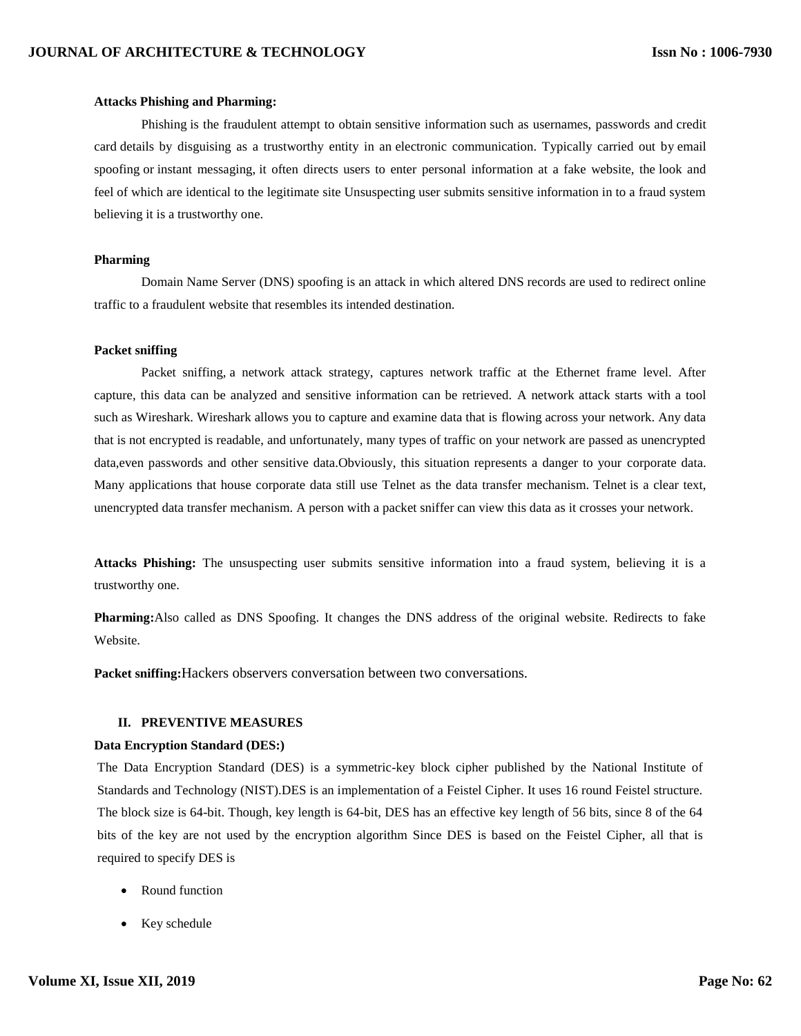**Attacks Phishing and Pharming:**

Phishing is the fraudulent attempt to obtain sensitive information such as usernames, passwords and credit card details by disguising as a trustworthy entity in an electronic communication. Typically carried out by email spoofing or instant messaging, it often directs users to enter personal information at a fake website, the look and feel of which are identical to the legitimate site Unsuspecting user submits sensitive information in to a fraud system believing it is a trustworthy one.

**Pharming**

Domain Name Server (DNS) spoofing is an attack in which altered DNS records are used to redirect online traffic to a fraudulent website that resembles its intended destination.

**Packet sniffing**

Packet sniffing, a network attack strategy, captures network traffic at the Ethernet frame level. After capture, this data can be analyzed and sensitive information can be retrieved. A network attack starts with a tool such as Wireshark. Wireshark allows you to capture and examine data that is flowing across your network. Any data that is not encrypted is readable, and unfortunately, many types of traffic on your network are passed as unencrypted data,even passwords and other sensitive data.Obviously, this situation represents a danger to your corporate data. Many applications that house corporate data still use Telnet as the data transfer mechanism. Telnet is a clear text, unencrypted data transfer mechanism. A person with a packet sniffer can view this data as it crosses your network.

**Attacks Phishing:** The unsuspecting user submits sensitive information into a fraud system, believing it is a trustworthy one.

**Pharming:**Also called as DNS Spoofing. It changes the DNS address of the original website. Redirects to fake Website.

**Packet sniffing:**Hackers observers conversation between two conversations.

## II. PREVENTIVE MEASURES

**Data Encryption Standard (DES:)**

The Data Encryption Standard (DES) is a symmetric-key block cipher published by the National Institute of Standards and Technology (NIST).DES is an implementation of a Feistel Cipher. It uses 16 round Feistel structure. The block size is 64-bit. Though, key length is 64-bit, DES has an effective key length of 56 bits, since 8 of the 64 bits of the key are not used by the encryption algorithm Since DES is based on the Feistel Cipher, all that is required to specify DES is

- Round function
- Key schedule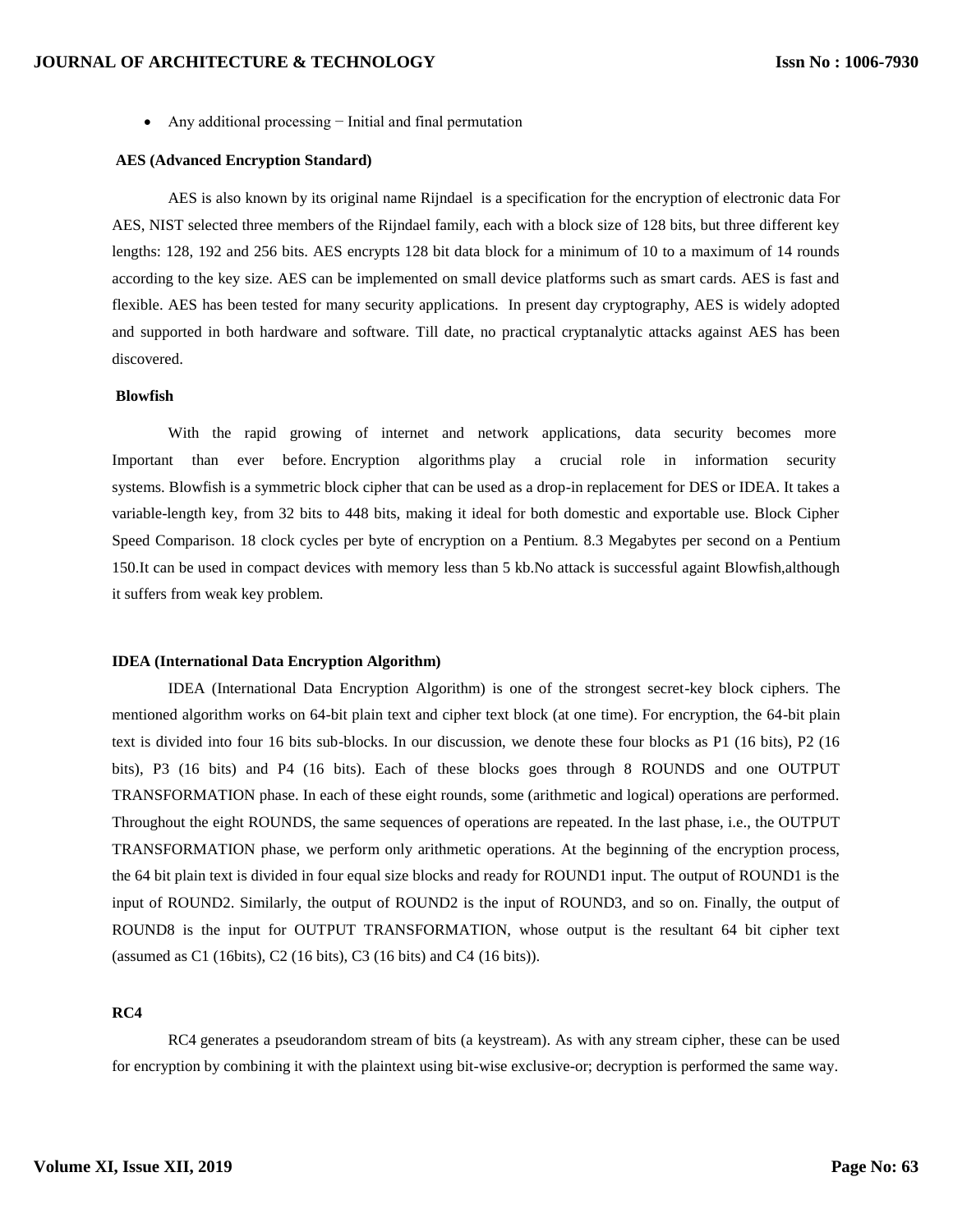- Any additional processing − Initial and final permutation

**AES (Advanced Encryption Standard)**

AES is also known by its original name Rijndael is a specification for the encryption of electronic data For AES, NIST selected three members of the Rijndael family, each with a block size of 128 bits, but three different key lengths: 128, 192 and 256 bits. AES encrypts 128 bit data block for a minimum of 10 to a maximum of 14 rounds according to the key size. AES can be implemented on small device platforms such as smart cards. AES is fast and flexible. AES has been tested for many security applications. In present day cryptography, AES is widely adopted and supported in both hardware and software. Till date, no practical cryptanalytic attacks against AES has been discovered.

**Blowfish**

With the rapid growing of internet and network applications, data security becomes more Important than ever before. Encryption algorithms play a crucial role in information security systems. Blowfish is a symmetric block cipher that can be used as a drop-in replacement for DES or IDEA. It takes a variable-length key, from 32 bits to 448 bits, making it ideal for both domestic and exportable use. Block Cipher Speed Comparison. 18 clock cycles per byte of encryption on a Pentium. 8.3 Megabytes per second on a Pentium 150.It can be used in compact devices with memory less than 5 kb.No attack is successful againt Blowfish,although it suffers from weak key problem.

**IDEA (International Data Encryption Algorithm)**

IDEA (International Data Encryption Algorithm) is one of the strongest secret-key block ciphers. The mentioned algorithm works on 64-bit plain text and cipher text block (at one time). For encryption, the 64-bit plain text is divided into four 16 bits sub-blocks. In our discussion, we denote these four blocks as P1 (16 bits), P2 (16 bits), P3 (16 bits) and P4 (16 bits). Each of these blocks goes through 8 ROUNDS and one OUTPUT TRANSFORMATION phase. In each of these eight rounds, some (arithmetic and logical) operations are performed. Throughout the eight ROUNDS, the same sequences of operations are repeated. In the last phase, i.e., the OUTPUT TRANSFORMATION phase, we perform only arithmetic operations. At the beginning of the encryption process, the 64 bit plain text is divided in four equal size blocks and ready for ROUND1 input. The output of ROUND1 is the input of ROUND2. Similarly, the output of ROUND2 is the input of ROUND3, and so on. Finally, the output of ROUND8 is the input for OUTPUT TRANSFORMATION, whose output is the resultant 64 bit cipher text (assumed as C1 (16bits), C2 (16 bits), C3 (16 bits) and C4 (16 bits)).

**RC4**

RC4 generates a pseudorandom stream of bits (a keystream). As with any stream cipher, these can be used for encryption by combining it with the plaintext using bit-wise exclusive-or; decryption is performed the same way.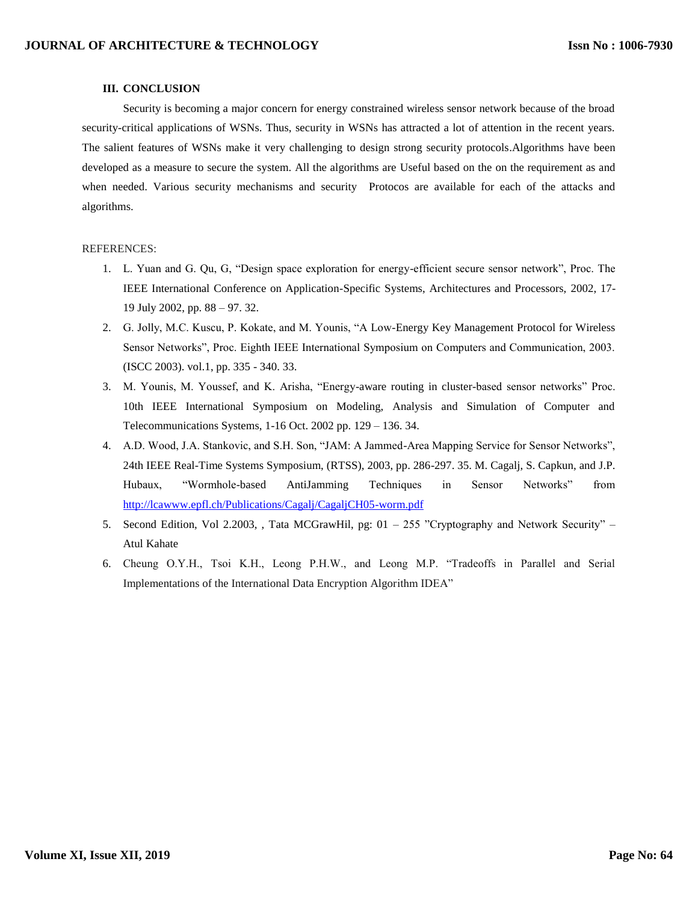### III. CONCLUSION

Security is becoming a major concern for energy constrained wireless sensor network because of the broad security-critical applications of WSNs. Thus, security in WSNs has attracted a lot of attention in the recent years. The salient features of WSNs make it very challenging to design strong security protocols.Algorithms have been developed as a measure to secure the system. All the algorithms are Useful based on the on the requirement as and when needed. Various security mechanisms and security Protocos are available for each of the attacks and algorithms.

REFERENCES:

1. L. Yuan and G. Qu, G, "Design space exploration for energy-efficient secure sensor network", Proc. The IEEE International Conference on Application-Specific Systems, Architectures and Processors, 2002, 17-19 July 2002, pp. 88 – 97. 32.
2. G. Jolly, M.C. Kuscu, P. Kokate, and M. Younis, "A Low-Energy Key Management Protocol for Wireless Sensor Networks", Proc. Eighth IEEE International Symposium on Computers and Communication, 2003. (ISCC 2003). vol.1, pp. 335 - 340. 33.
3. M. Younis, M. Youssef, and K. Arisha, "Energy-aware routing in cluster-based sensor networks" Proc. 10th IEEE International Symposium on Modeling, Analysis and Simulation of Computer and Telecommunications Systems, 1-16 Oct. 2002 pp. 129 – 136. 34.
4. A.D. Wood, J.A. Stankovic, and S.H. Son, "JAM: A Jammed-Area Mapping Service for Sensor Networks", 24th IEEE Real-Time Systems Symposium, (RTSS), 2003, pp. 286-297. 35. M. Cagalj, S. Capkun, and J.P. Hubaux, "Wormhole-based AntiJamming Techniques in Sensor Networks" from http://lcawww.epfl.ch/Publications/Cagalj/CagaljCH05-worm.pdf
5. Second Edition, Vol 2.2003, , Tata MCGrawHil, pg: 01 – 255 "Cryptography and Network Security" – Atul Kahate
6. Cheung O.Y.H., Tsoi K.H., Leong P.H.W., and Leong M.P. "Tradeoffs in Parallel and Serial Implementations of the International Data Encryption Algorithm IDEA"